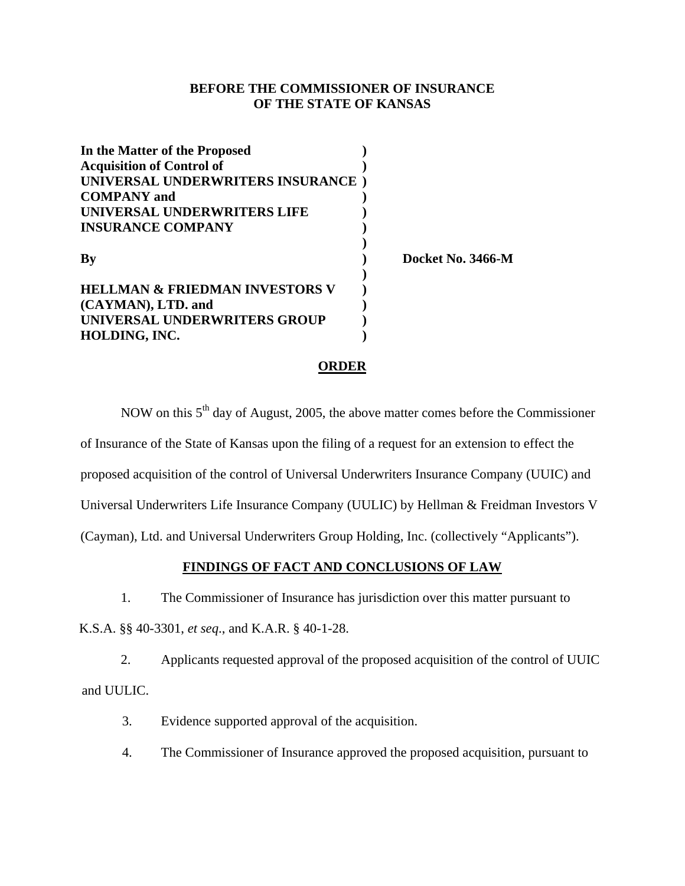**BEFORE THE COMMISSIONER OF INSURANCE**
**OF THE STATE OF KANSAS**

| | | |
|---|---|---|
| **In the Matter of the Proposed** | **)** | |
| **Acquisition of Control of** | **)** | |
| **UNIVERSAL UNDERWRITERS INSURANCE** | **)** | |
| **COMPANY and** | **)** | |
| **UNIVERSAL UNDERWRITERS LIFE** | **)** | |
| **INSURANCE COMPANY** | **)** | |
| | **)** | |
| **By** | **)** | **Docket No. 3466-M** |
| | **)** | |
| **HELLMAN & FRIEDMAN INVESTORS V** | **)** | |
| **(CAYMAN), LTD. and** | **)** | |
| **UNIVERSAL UNDERWRITERS GROUP** | **)** | |
| **HOLDING, INC.** | **)** | |

## ORDER

NOW on this 5th day of August, 2005, the above matter comes before the Commissioner of Insurance of the State of Kansas upon the filing of a request for an extension to effect the proposed acquisition of the control of Universal Underwriters Insurance Company (UUIC) and Universal Underwriters Life Insurance Company (UULIC) by Hellman & Freidman Investors V (Cayman), Ltd. and Universal Underwriters Group Holding, Inc. (collectively "Applicants").

## FINDINGS OF FACT AND CONCLUSIONS OF LAW

1. The Commissioner of Insurance has jurisdiction over this matter pursuant to K.S.A. §§ 40-3301, *et seq.*, and K.A.R. § 40-1-28.

2. Applicants requested approval of the proposed acquisition of the control of UUIC and UULIC.

3. Evidence supported approval of the acquisition.

4. The Commissioner of Insurance approved the proposed acquisition, pursuant to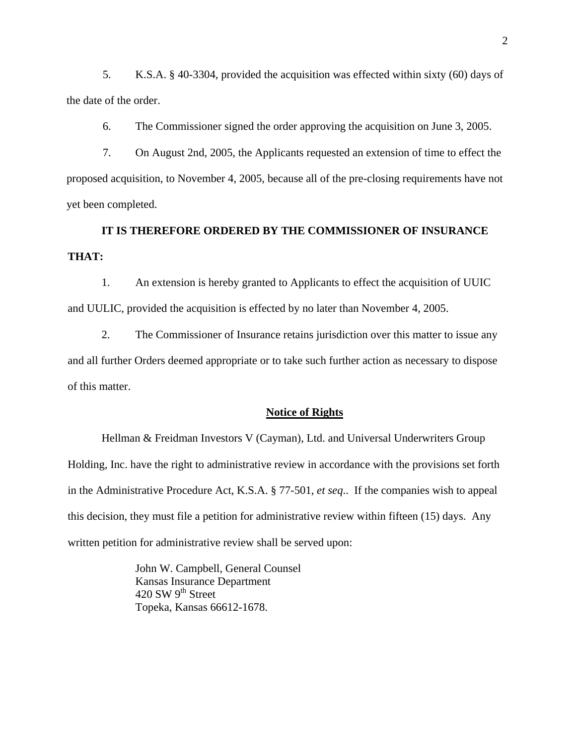5. K.S.A. § 40-3304, provided the acquisition was effected within sixty (60) days of the date of the order.

6. The Commissioner signed the order approving the acquisition on June 3, 2005.

7. On August 2nd, 2005, the Applicants requested an extension of time to effect the proposed acquisition, to November 4, 2005, because all of the pre-closing requirements have not yet been completed.

**IT IS THEREFORE ORDERED BY THE COMMISSIONER OF INSURANCE THAT:**

1. An extension is hereby granted to Applicants to effect the acquisition of UUIC and UULIC, provided the acquisition is effected by no later than November 4, 2005.

2. The Commissioner of Insurance retains jurisdiction over this matter to issue any and all further Orders deemed appropriate or to take such further action as necessary to dispose of this matter.

**Notice of Rights**

Hellman & Freidman Investors V (Cayman), Ltd. and Universal Underwriters Group Holding, Inc. have the right to administrative review in accordance with the provisions set forth in the Administrative Procedure Act, K.S.A. § 77-501, *et seq*.. If the companies wish to appeal this decision, they must file a petition for administrative review within fifteen (15) days. Any written petition for administrative review shall be served upon:

John W. Campbell, General Counsel
Kansas Insurance Department
420 SW 9th Street
Topeka, Kansas 66612-1678.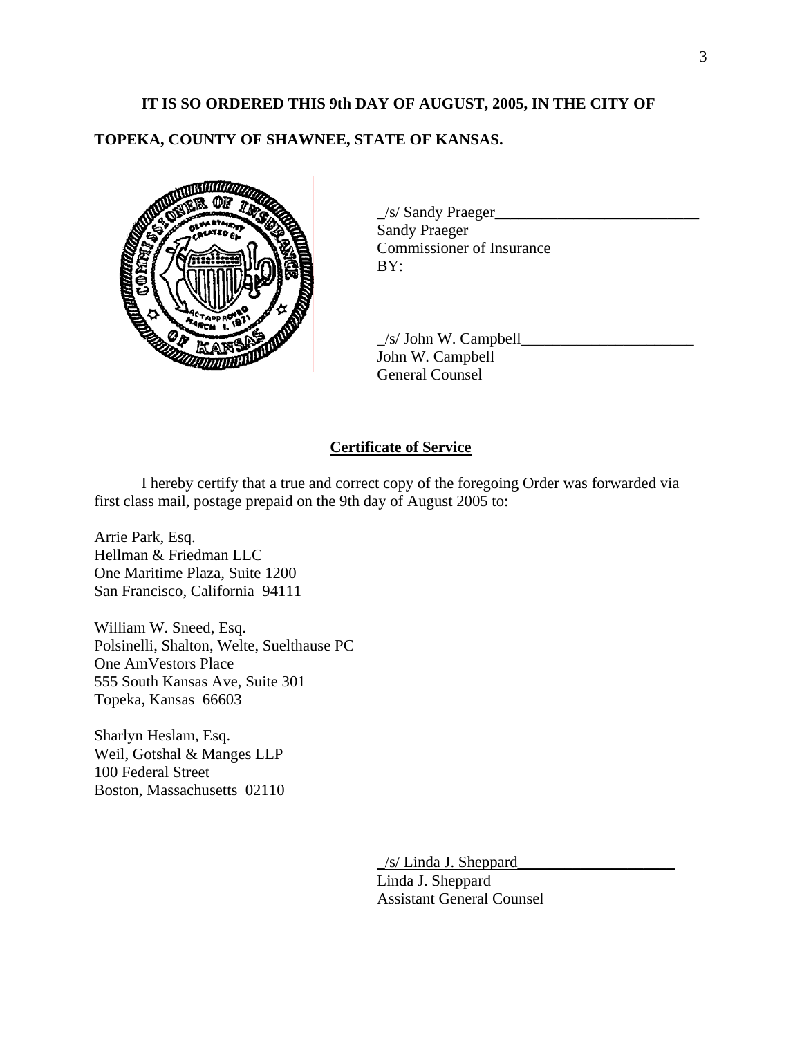**IT IS SO ORDERED THIS 9th DAY OF AUGUST, 2005, IN THE CITY OF TOPEKA, COUNTY OF SHAWNEE, STATE OF KANSAS.**

_/s/ Sandy Praeger___________________________
Sandy Praeger
Commissioner of Insurance
BY:

_/s/ John W. Campbell______________________
John W. Campbell
General Counsel

**Certificate of Service**

I hereby certify that a true and correct copy of the foregoing Order was forwarded via first class mail, postage prepaid on the 9th day of August 2005 to:

Arrie Park, Esq.
Hellman & Friedman LLC
One Maritime Plaza, Suite 1200
San Francisco, California 94111

William W. Sneed, Esq.
Polsinelli, Shalton, Welte, Suelthause PC
One AmVestors Place
555 South Kansas Ave, Suite 301
Topeka, Kansas 66603

Sharlyn Heslam, Esq.
Weil, Gotshal & Manges LLP
100 Federal Street
Boston, Massachusetts 02110

_/s/ Linda J. Sheppard____________________
Linda J. Sheppard
Assistant General Counsel